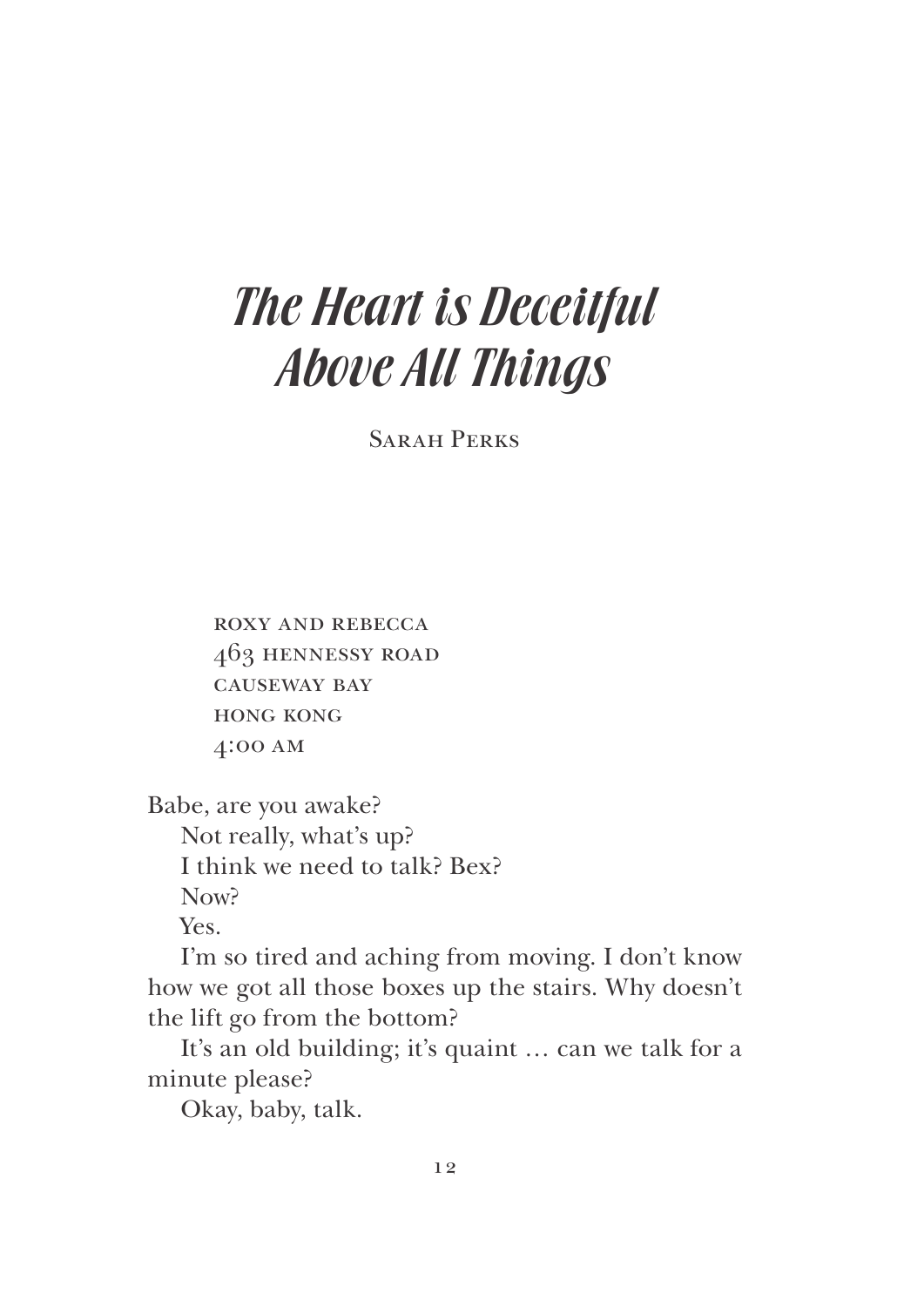# *The Heart is Deceitful Above All Things*

Sarah Perks

roxy and rebecca
463 hennessy road
causeway bay
hong kong
4:00 am

Babe, are you awake?

Not really, what's up?

I think we need to talk? Bex?

Now?

Yes.

I'm so tired and aching from moving. I don't know how we got all those boxes up the stairs. Why doesn't the lift go from the bottom?

It's an old building; it's quaint … can we talk for a minute please?

Okay, baby, talk.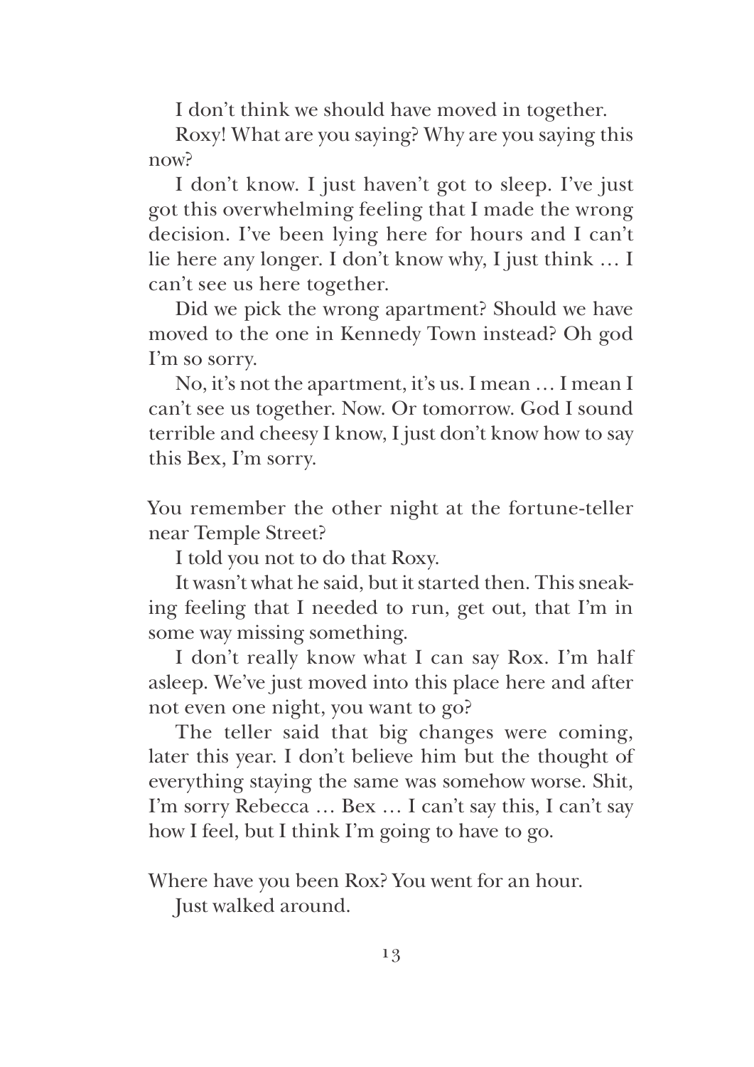I don't think we should have moved in together.

Roxy! What are you saying? Why are you saying this now?

I don't know. I just haven't got to sleep. I've just got this overwhelming feeling that I made the wrong decision. I've been lying here for hours and I can't lie here any longer. I don't know why, I just think … I can't see us here together.

Did we pick the wrong apartment? Should we have moved to the one in Kennedy Town instead? Oh god I'm so sorry.

No, it's not the apartment, it's us. I mean … I mean I can't see us together. Now. Or tomorrow. God I sound terrible and cheesy I know, I just don't know how to say this Bex, I'm sorry.

You remember the other night at the fortune-teller near Temple Street?

I told you not to do that Roxy.

It wasn't what he said, but it started then. This sneaking feeling that I needed to run, get out, that I'm in some way missing something.

I don't really know what I can say Rox. I'm half asleep. We've just moved into this place here and after not even one night, you want to go?

The teller said that big changes were coming, later this year. I don't believe him but the thought of everything staying the same was somehow worse. Shit, I'm sorry Rebecca … Bex … I can't say this, I can't say how I feel, but I think I'm going to have to go.

Where have you been Rox? You went for an hour.

Just walked around.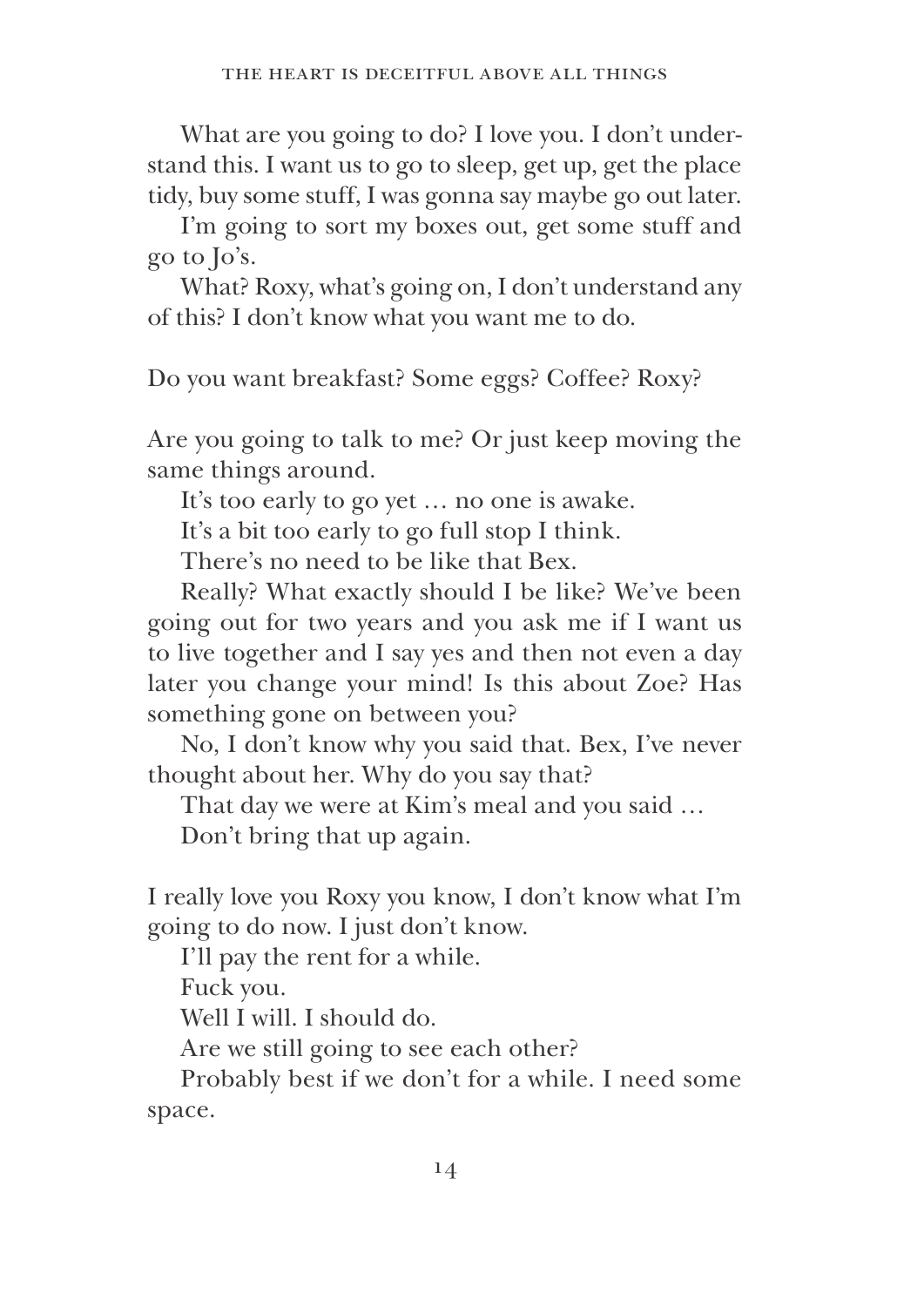What are you going to do? I love you. I don't understand this. I want us to go to sleep, get up, get the place tidy, buy some stuff, I was gonna say maybe go out later.

I'm going to sort my boxes out, get some stuff and go to Jo's.

What? Roxy, what's going on, I don't understand any of this? I don't know what you want me to do.

Do you want breakfast? Some eggs? Coffee? Roxy?

Are you going to talk to me? Or just keep moving the same things around.

It's too early to go yet … no one is awake.

It's a bit too early to go full stop I think.

There's no need to be like that Bex.

Really? What exactly should I be like? We've been going out for two years and you ask me if I want us to live together and I say yes and then not even a day later you change your mind! Is this about Zoe? Has something gone on between you?

No, I don't know why you said that. Bex, I've never thought about her. Why do you say that?

That day we were at Kim's meal and you said …

Don't bring that up again.

I really love you Roxy you know, I don't know what I'm going to do now. I just don't know.

I'll pay the rent for a while.

Fuck you.

Well I will. I should do.

Are we still going to see each other?

Probably best if we don't for a while. I need some space.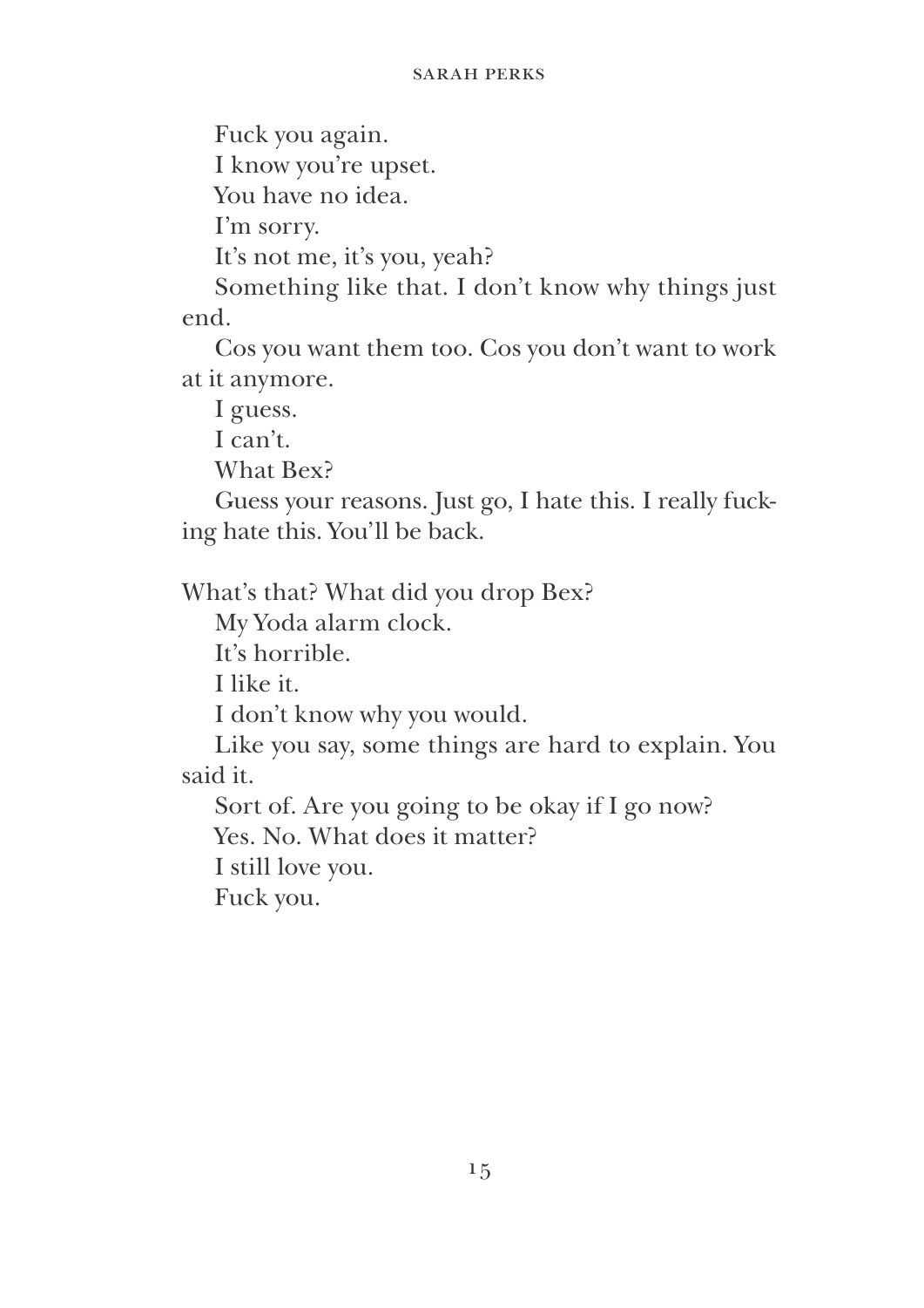Fuck you again.

I know you're upset.

You have no idea.

I'm sorry.

It's not me, it's you, yeah?

Something like that. I don't know why things just end.

Cos you want them too. Cos you don't want to work at it anymore.

I guess.

I can't.

What Bex?

Guess your reasons. Just go, I hate this. I really fucking hate this. You'll be back.

What's that? What did you drop Bex?

My Yoda alarm clock.

It's horrible.

I like it.

I don't know why you would.

Like you say, some things are hard to explain. You said it.

Sort of. Are you going to be okay if I go now?

Yes. No. What does it matter?

I still love you.

Fuck you.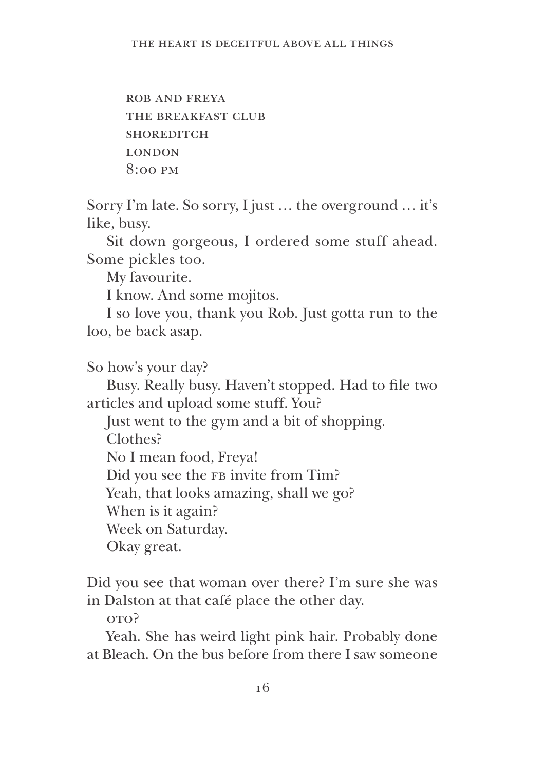ROB AND FREYA
THE BREAKFAST CLUB
SHOREDITCH
LONDON
8:00 PM

Sorry I'm late. So sorry, I just … the overground … it's like, busy.

Sit down gorgeous, I ordered some stuff ahead. Some pickles too.

My favourite.

I know. And some mojitos.

I so love you, thank you Rob. Just gotta run to the loo, be back asap.

So how's your day?

Busy. Really busy. Haven't stopped. Had to file two articles and upload some stuff. You?

Just went to the gym and a bit of shopping.

Clothes?

No I mean food, Freya!

Did you see the FB invite from Tim?

Yeah, that looks amazing, shall we go?

When is it again?

Week on Saturday.

Okay great.

Did you see that woman over there? I'm sure she was in Dalston at that café place the other day.

OTO?

Yeah. She has weird light pink hair. Probably done at Bleach. On the bus before from there I saw someone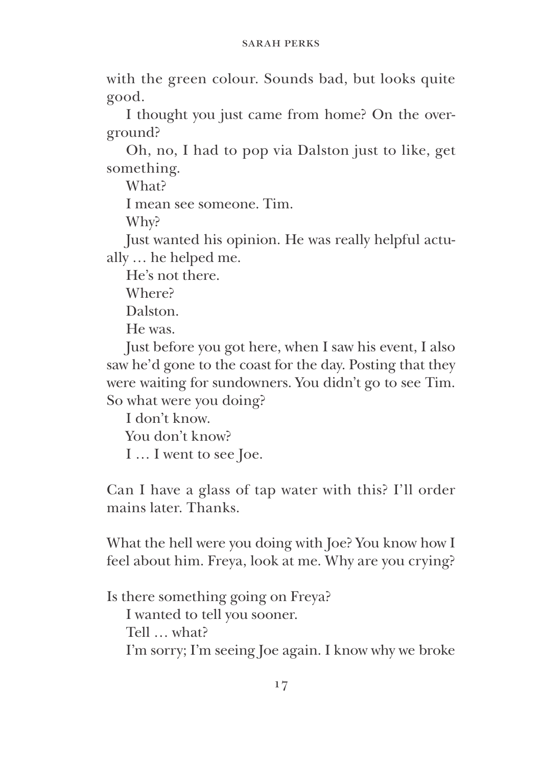with the green colour. Sounds bad, but looks quite good.

I thought you just came from home? On the overground?

Oh, no, I had to pop via Dalston just to like, get something.

What?

I mean see someone. Tim.

Why?

Just wanted his opinion. He was really helpful actually … he helped me.

He's not there.

Where?

Dalston.

He was.

Just before you got here, when I saw his event, I also saw he'd gone to the coast for the day. Posting that they were waiting for sundowners. You didn't go to see Tim. So what were you doing?

I don't know.

You don't know?

I … I went to see Joe.

Can I have a glass of tap water with this? I'll order mains later. Thanks.

What the hell were you doing with Joe? You know how I feel about him. Freya, look at me. Why are you crying?

Is there something going on Freya?

I wanted to tell you sooner.

Tell … what?

I'm sorry; I'm seeing Joe again. I know why we broke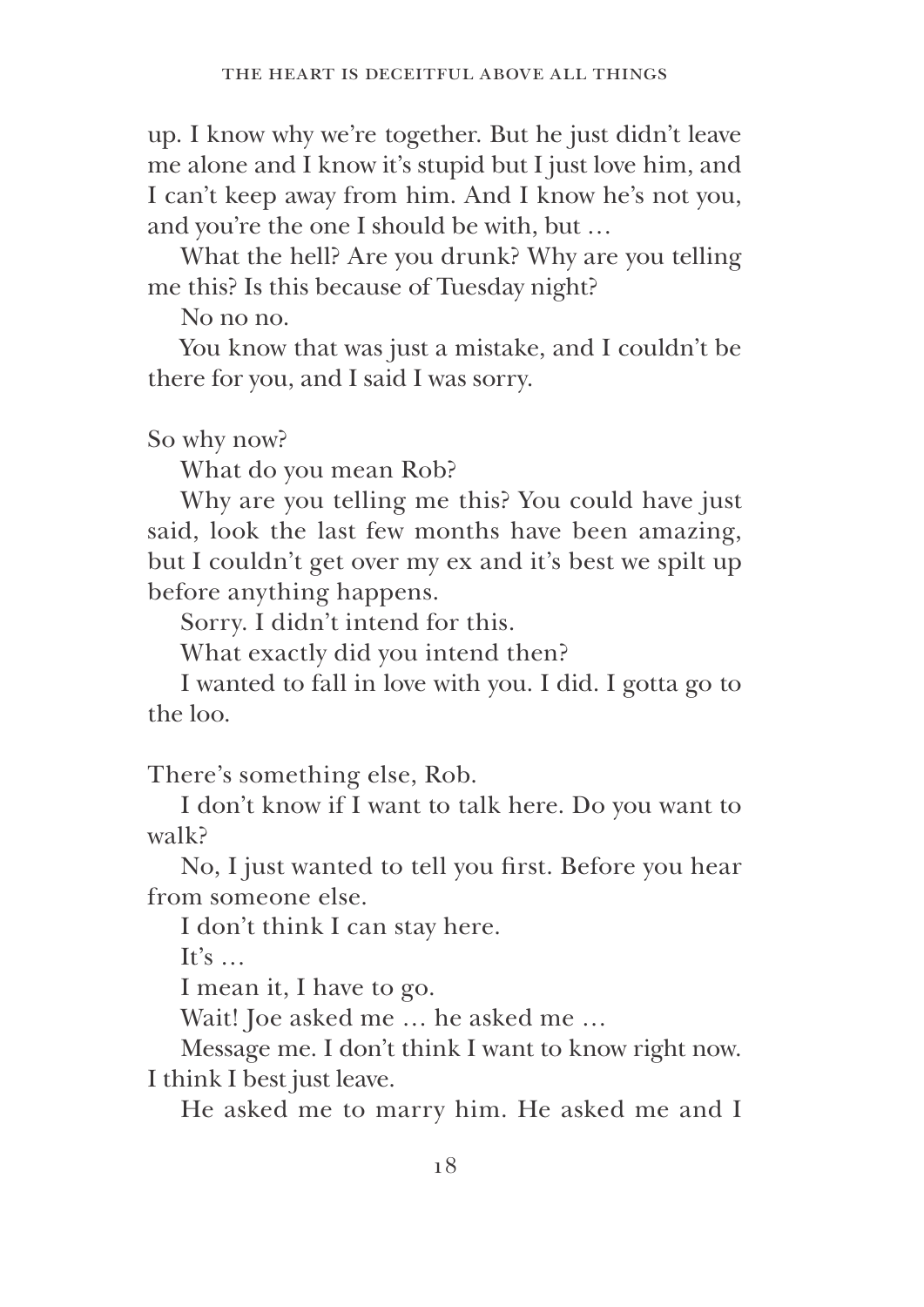up. I know why we're together. But he just didn't leave me alone and I know it's stupid but I just love him, and I can't keep away from him. And I know he's not you, and you're the one I should be with, but …

What the hell? Are you drunk? Why are you telling me this? Is this because of Tuesday night?

No no no.

You know that was just a mistake, and I couldn't be there for you, and I said I was sorry.

So why now?

What do you mean Rob?

Why are you telling me this? You could have just said, look the last few months have been amazing, but I couldn't get over my ex and it's best we spilt up before anything happens.

Sorry. I didn't intend for this.

What exactly did you intend then?

I wanted to fall in love with you. I did. I gotta go to the loo.

There's something else, Rob.

I don't know if I want to talk here. Do you want to walk?

No, I just wanted to tell you first. Before you hear from someone else.

I don't think I can stay here.

It's …

I mean it, I have to go.

Wait! Joe asked me … he asked me …

Message me. I don't think I want to know right now. I think I best just leave.

He asked me to marry him. He asked me and I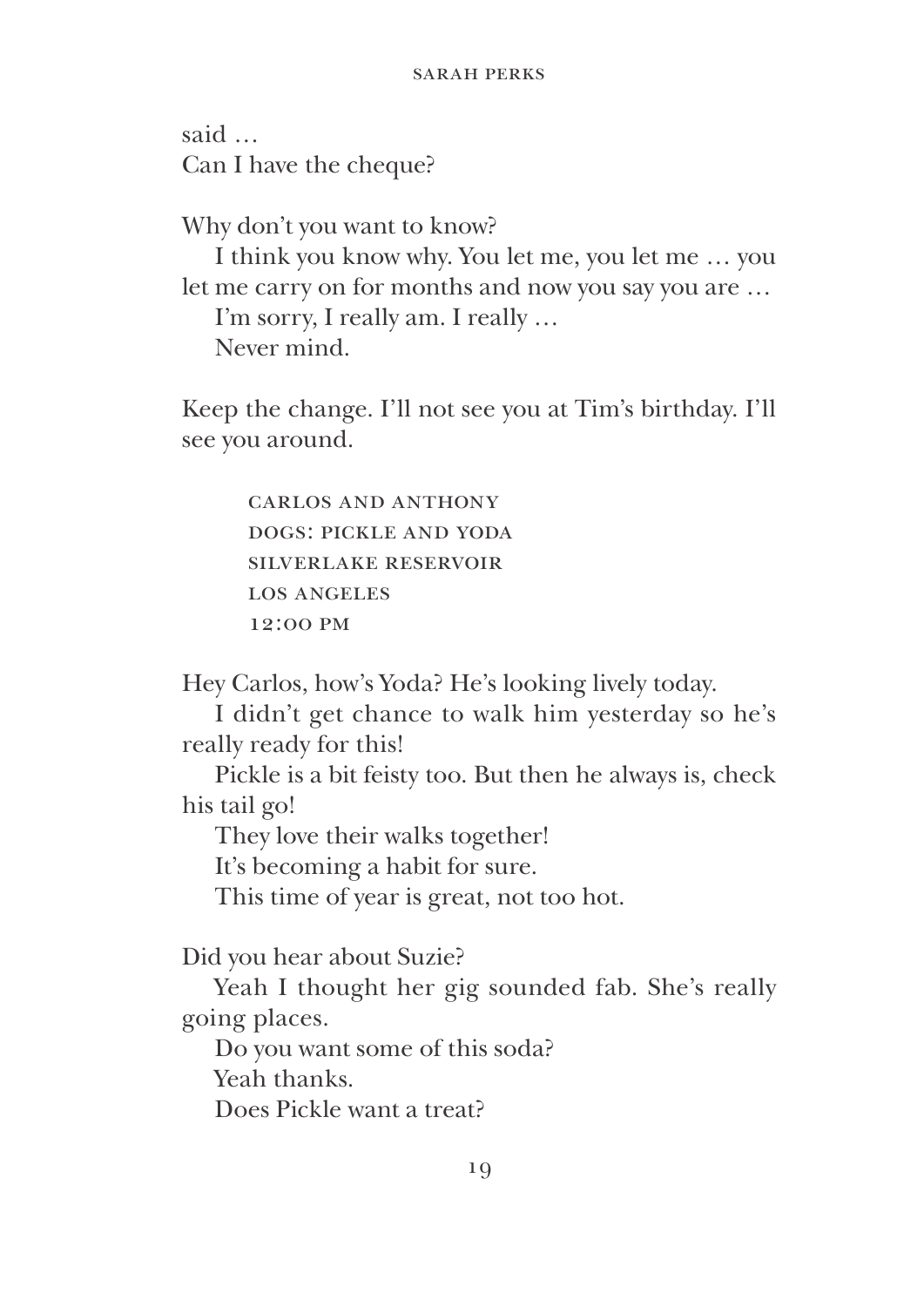said …
Can I have the cheque?

Why don't you want to know?

I think you know why. You let me, you let me … you let me carry on for months and now you say you are …

I'm sorry, I really am. I really …

Never mind.

Keep the change. I'll not see you at Tim's birthday. I'll see you around.

> CARLOS AND ANTHONY
> DOGS: PICKLE AND YODA
> SILVERLAKE RESERVOIR
> LOS ANGELES
> 12:00 PM

Hey Carlos, how's Yoda? He's looking lively today.

I didn't get chance to walk him yesterday so he's really ready for this!

Pickle is a bit feisty too. But then he always is, check his tail go!

They love their walks together!

It's becoming a habit for sure.

This time of year is great, not too hot.

Did you hear about Suzie?

Yeah I thought her gig sounded fab. She's really going places.

Do you want some of this soda?

Yeah thanks.

Does Pickle want a treat?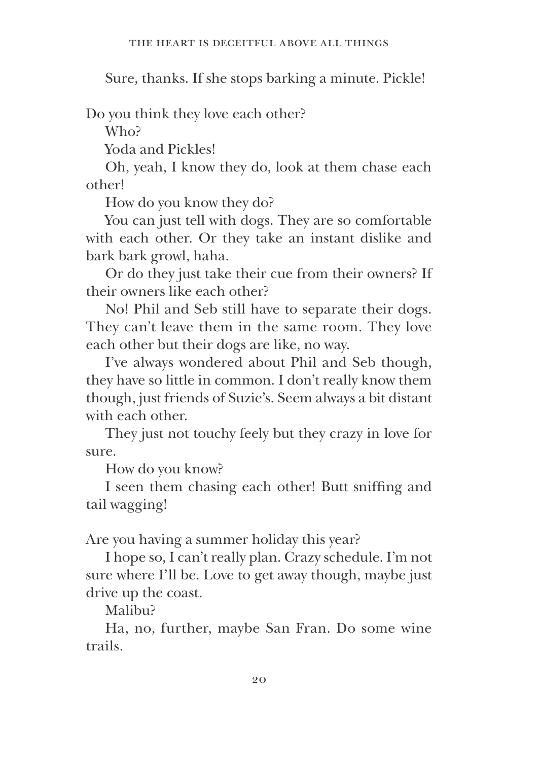Sure, thanks. If she stops barking a minute. Pickle!

Do you think they love each other?

Who?

Yoda and Pickles!

Oh, yeah, I know they do, look at them chase each other!

How do you know they do?

You can just tell with dogs. They are so comfortable with each other. Or they take an instant dislike and bark bark growl, haha.

Or do they just take their cue from their owners? If their owners like each other?

No! Phil and Seb still have to separate their dogs. They can't leave them in the same room. They love each other but their dogs are like, no way.

I've always wondered about Phil and Seb though, they have so little in common. I don't really know them though, just friends of Suzie's. Seem always a bit distant with each other.

They just not touchy feely but they crazy in love for sure.

How do you know?

I seen them chasing each other! Butt sniffing and tail wagging!

Are you having a summer holiday this year?

I hope so, I can't really plan. Crazy schedule. I'm not sure where I'll be. Love to get away though, maybe just drive up the coast.

Malibu?

Ha, no, further, maybe San Fran. Do some wine trails.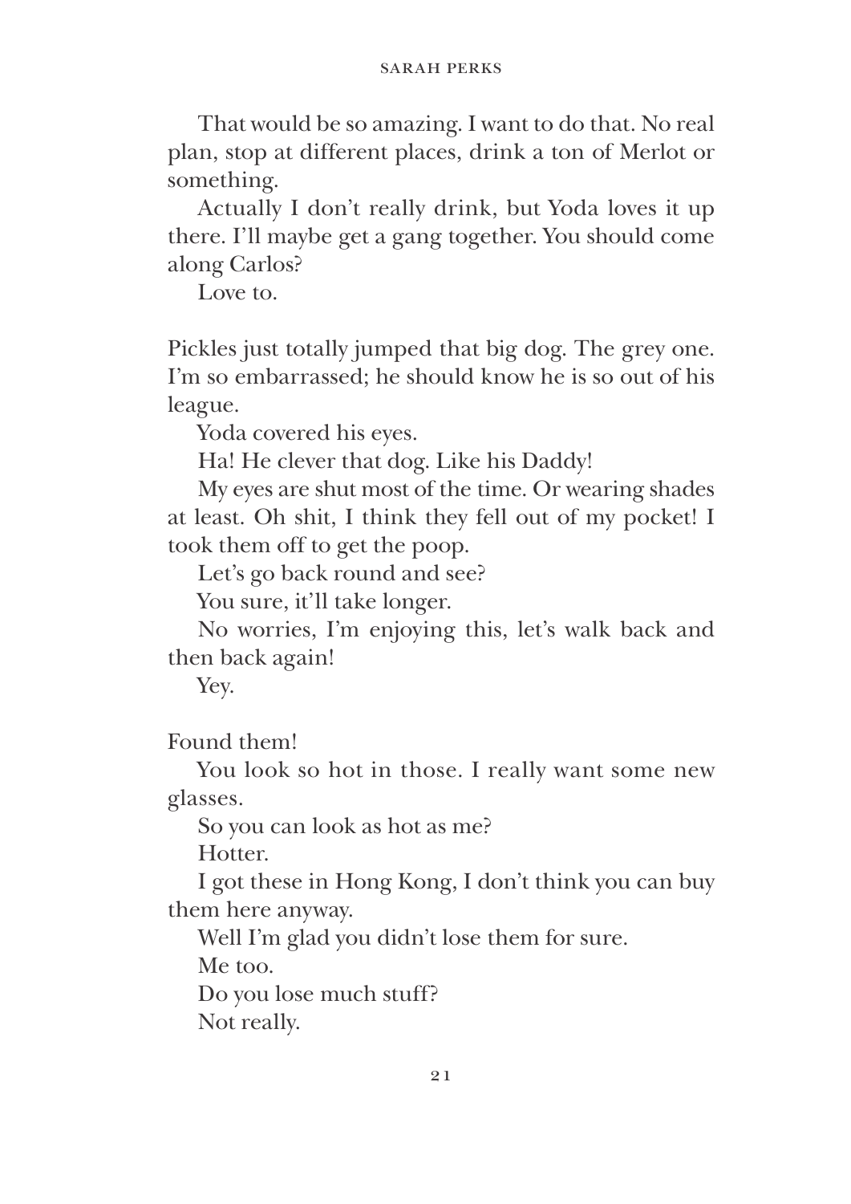That would be so amazing. I want to do that. No real plan, stop at different places, drink a ton of Merlot or something.

Actually I don't really drink, but Yoda loves it up there. I'll maybe get a gang together. You should come along Carlos?

Love to.

Pickles just totally jumped that big dog. The grey one. I'm so embarrassed; he should know he is so out of his league.

Yoda covered his eyes.

Ha! He clever that dog. Like his Daddy!

My eyes are shut most of the time. Or wearing shades at least. Oh shit, I think they fell out of my pocket! I took them off to get the poop.

Let's go back round and see?

You sure, it'll take longer.

No worries, I'm enjoying this, let's walk back and then back again!

Yey.

Found them!

You look so hot in those. I really want some new glasses.

So you can look as hot as me?

Hotter.

I got these in Hong Kong, I don't think you can buy them here anyway.

Well I'm glad you didn't lose them for sure.

Me too.

Do you lose much stuff?

Not really.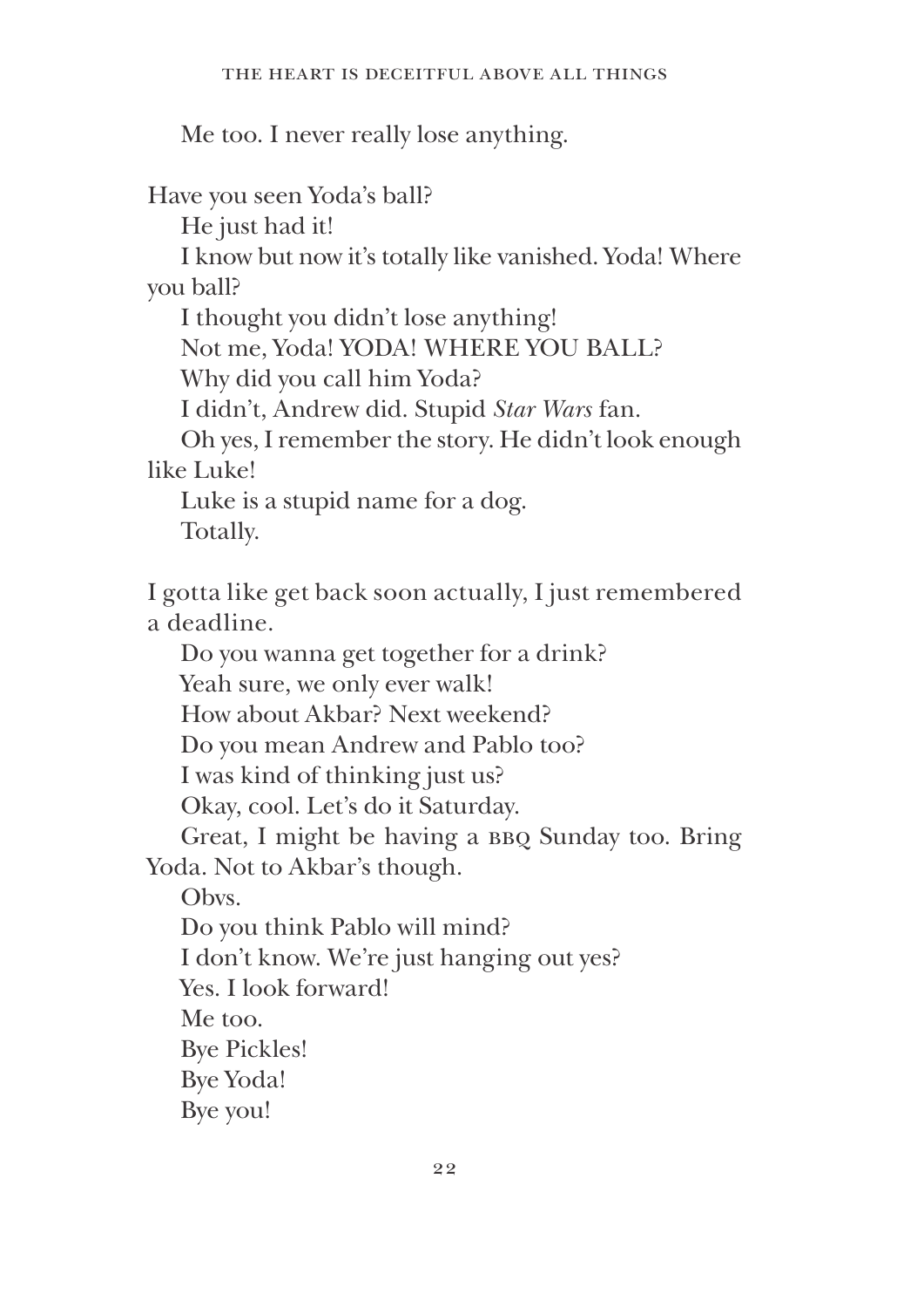Me too. I never really lose anything.

Have you seen Yoda's ball?

He just had it!

I know but now it's totally like vanished. Yoda! Where you ball?

I thought you didn't lose anything!

Not me, Yoda! YODA! WHERE YOU BALL?

Why did you call him Yoda?

I didn't, Andrew did. Stupid *Star Wars* fan.

Oh yes, I remember the story. He didn't look enough like Luke!

Luke is a stupid name for a dog.

Totally.

I gotta like get back soon actually, I just remembered a deadline.

Do you wanna get together for a drink?

Yeah sure, we only ever walk!

How about Akbar? Next weekend?

Do you mean Andrew and Pablo too?

I was kind of thinking just us?

Okay, cool. Let's do it Saturday.

Great, I might be having a BBQ Sunday too. Bring Yoda. Not to Akbar's though.

Obvs.

Do you think Pablo will mind?

I don't know. We're just hanging out yes?

Yes. I look forward!

Me too.

Bye Pickles!

Bye Yoda!

Bye you!